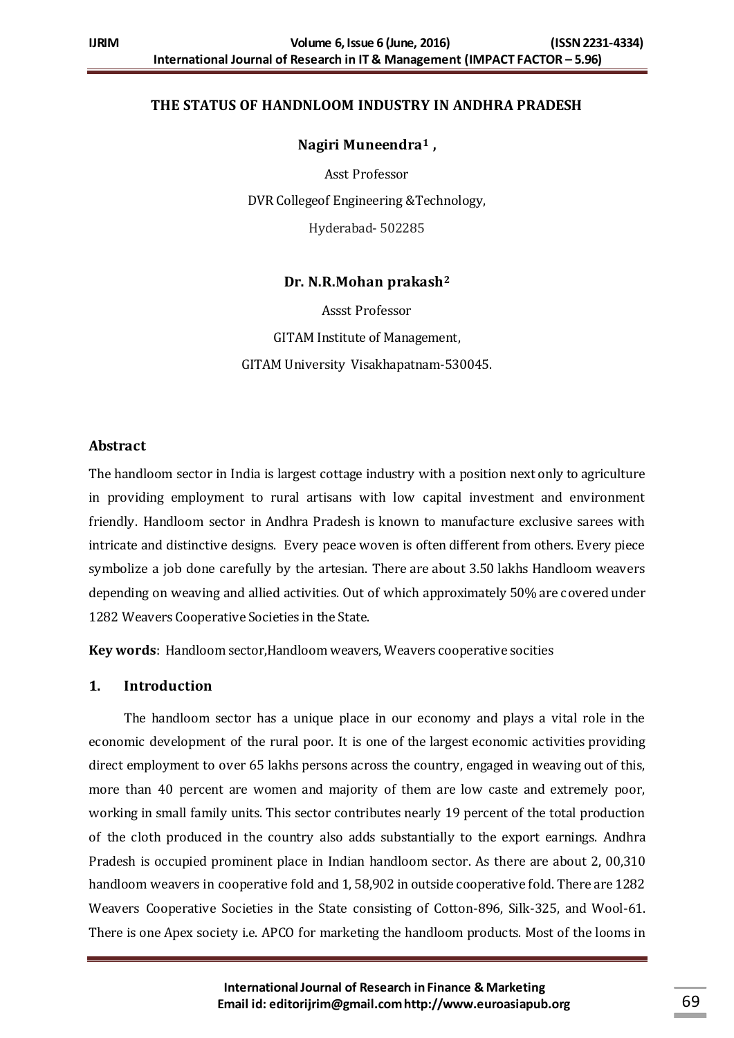# THE STATUS OF HANDNLOOM INDUSTRY IN ANDHRA PRADESH

**Nagiri Muneendra[1] ,**

Asst Professor

DVR Collegeof Engineering &Technology,

Hyderabad- 502285

**Dr. N.R.Mohan prakash[2]**

Assst Professor

GITAM Institute of Management,

GITAM University Visakhapatnam-530045.

## Abstract

The handloom sector in India is largest cottage industry with a position next only to agriculture in providing employment to rural artisans with low capital investment and environment friendly. Handloom sector in Andhra Pradesh is known to manufacture exclusive sarees with intricate and distinctive designs. Every peace woven is often different from others. Every piece symbolize a job done carefully by the artesian. There are about 3.50 lakhs Handloom weavers depending on weaving and allied activities. Out of which approximately 50% are covered under 1282 Weavers Cooperative Societies in the State.

**Key words**: Handloom sector,Handloom weavers, Weavers cooperative socities

## 1. Introduction

The handloom sector has a unique place in our economy and plays a vital role in the economic development of the rural poor. It is one of the largest economic activities providing direct employment to over 65 lakhs persons across the country, engaged in weaving out of this, more than 40 percent are women and majority of them are low caste and extremely poor, working in small family units. This sector contributes nearly 19 percent of the total production of the cloth produced in the country also adds substantially to the export earnings. Andhra Pradesh is occupied prominent place in Indian handloom sector. As there are about 2, 00,310 handloom weavers in cooperative fold and 1, 58,902 in outside cooperative fold. There are 1282 Weavers Cooperative Societies in the State consisting of Cotton-896, Silk-325, and Wool-61. There is one Apex society i.e. APCO for marketing the handloom products. Most of the looms in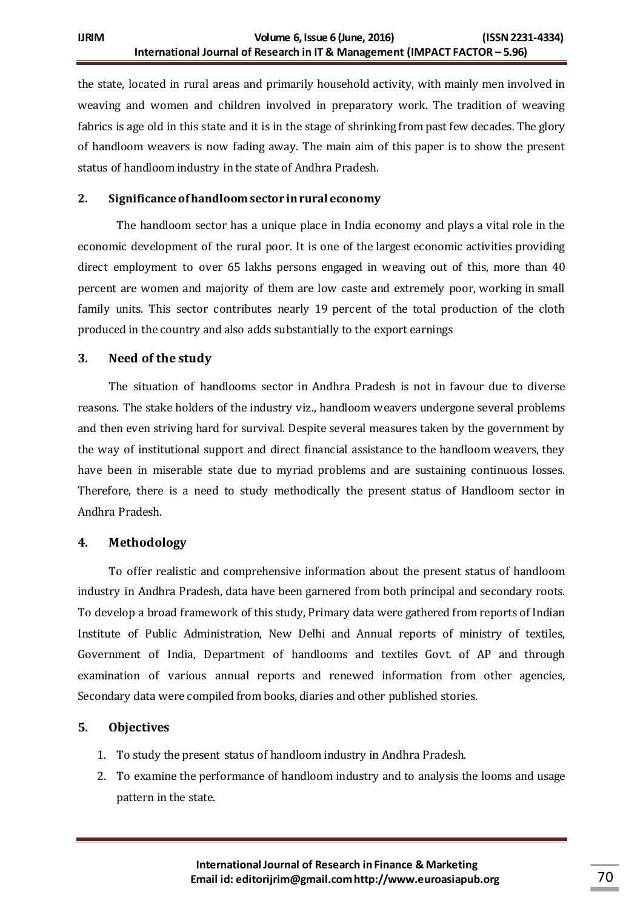the state, located in rural areas and primarily household activity, with mainly men involved in weaving and women and children involved in preparatory work. The tradition of weaving fabrics is age old in this state and it is in the stage of shrinking from past few decades. The glory of handloom weavers is now fading away. The main aim of this paper is to show the present status of handloom industry in the state of Andhra Pradesh.

## 2. Significance of handloom sector in rural economy

The handloom sector has a unique place in India economy and plays a vital role in the economic development of the rural poor. It is one of the largest economic activities providing direct employment to over 65 lakhs persons engaged in weaving out of this, more than 40 percent are women and majority of them are low caste and extremely poor, working in small family units. This sector contributes nearly 19 percent of the total production of the cloth produced in the country and also adds substantially to the export earnings

## 3. Need of the study

The situation of handlooms sector in Andhra Pradesh is not in favour due to diverse reasons. The stake holders of the industry viz., handloom weavers undergone several problems and then even striving hard for survival. Despite several measures taken by the government by the way of institutional support and direct financial assistance to the handloom weavers, they have been in miserable state due to myriad problems and are sustaining continuous losses. Therefore, there is a need to study methodically the present status of Handloom sector in Andhra Pradesh.

## 4. Methodology

To offer realistic and comprehensive information about the present status of handloom industry in Andhra Pradesh, data have been garnered from both principal and secondary roots. To develop a broad framework of this study, Primary data were gathered from reports of Indian Institute of Public Administration, New Delhi and Annual reports of ministry of textiles, Government of India, Department of handlooms and textiles Govt. of AP and through examination of various annual reports and renewed information from other agencies, Secondary data were compiled from books, diaries and other published stories.

## 5. Objectives

1. To study the present status of handloom industry in Andhra Pradesh.
2. To examine the performance of handloom industry and to analysis the looms and usage pattern in the state.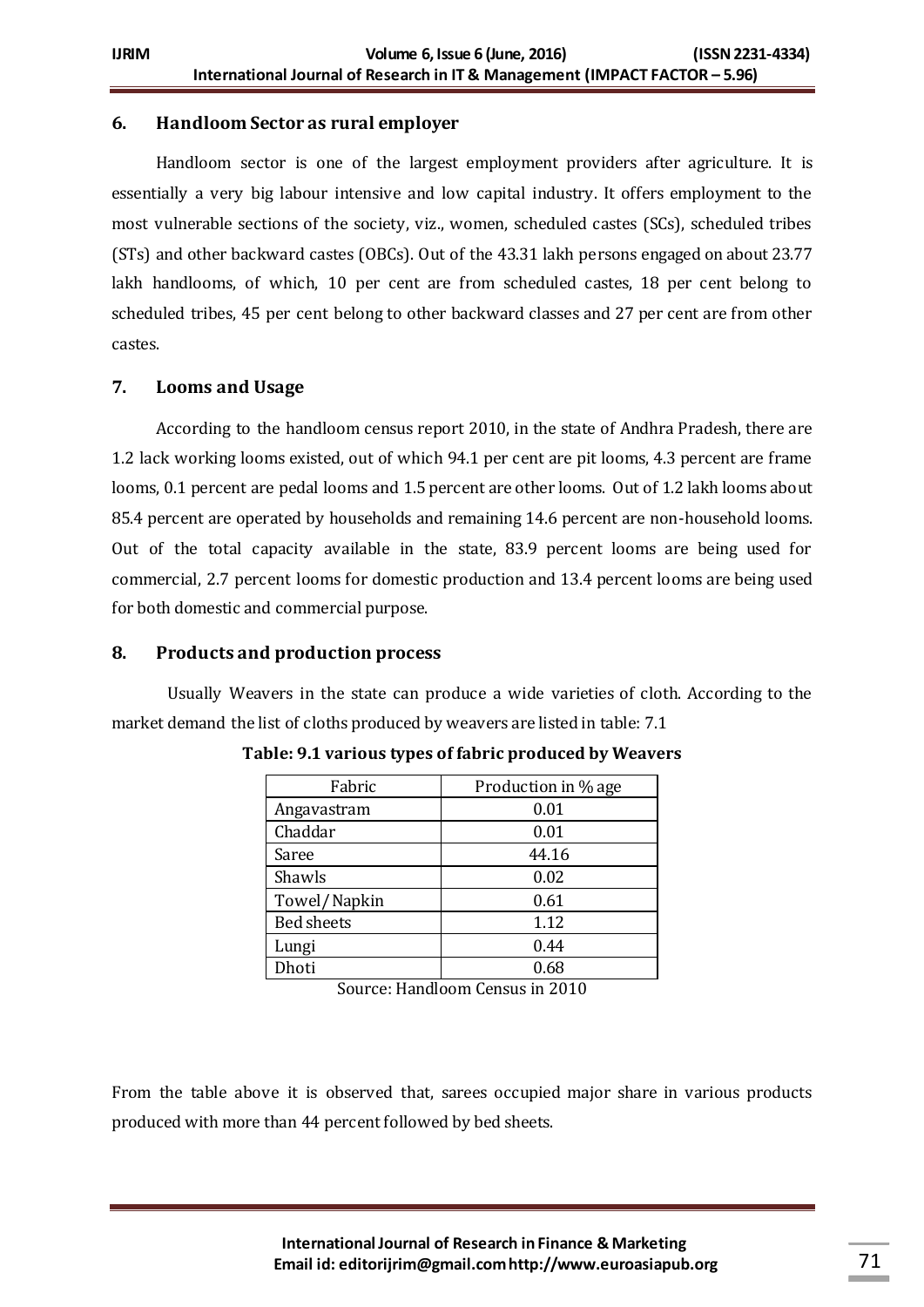## 6. Handloom Sector as rural employer

Handloom sector is one of the largest employment providers after agriculture. It is essentially a very big labour intensive and low capital industry. It offers employment to the most vulnerable sections of the society, viz., women, scheduled castes (SCs), scheduled tribes (STs) and other backward castes (OBCs). Out of the 43.31 lakh persons engaged on about 23.77 lakh handlooms, of which, 10 per cent are from scheduled castes, 18 per cent belong to scheduled tribes, 45 per cent belong to other backward classes and 27 per cent are from other castes.

## 7. Looms and Usage

According to the handloom census report 2010, in the state of Andhra Pradesh, there are 1.2 lack working looms existed, out of which 94.1 per cent are pit looms, 4.3 percent are frame looms, 0.1 percent are pedal looms and 1.5 percent are other looms. Out of 1.2 lakh looms about 85.4 percent are operated by households and remaining 14.6 percent are non-household looms. Out of the total capacity available in the state, 83.9 percent looms are being used for commercial, 2.7 percent looms for domestic production and 13.4 percent looms are being used for both domestic and commercial purpose.

## 8. Products and production process

Usually Weavers in the state can produce a wide varieties of cloth. According to the market demand the list of cloths produced by weavers are listed in table: 7.1

**Table: 9.1 various types of fabric produced by Weavers**

| Fabric | Production in % age |
|---|---|
| Angavastram | 0.01 |
| Chaddar | 0.01 |
| Saree | 44.16 |
| Shawls | 0.02 |
| Towel/Napkin | 0.61 |
| Bed sheets | 1.12 |
| Lungi | 0.44 |
| Dhoti | 0.68 |

Source: Handloom Census in 2010

From the table above it is observed that, sarees occupied major share in various products produced with more than 44 percent followed by bed sheets.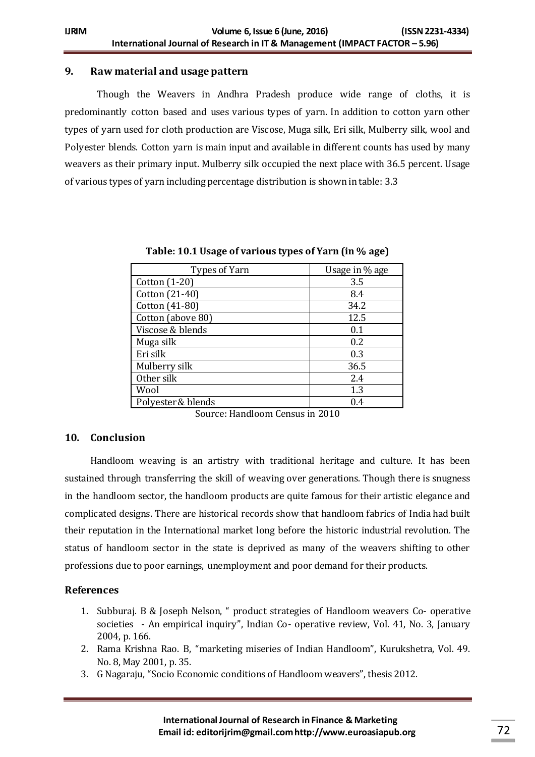## 9. Raw material and usage pattern

Though the Weavers in Andhra Pradesh produce wide range of cloths, it is predominantly cotton based and uses various types of yarn. In addition to cotton yarn other types of yarn used for cloth production are Viscose, Muga silk, Eri silk, Mulberry silk, wool and Polyester blends. Cotton yarn is main input and available in different counts has used by many weavers as their primary input. Mulberry silk occupied the next place with 36.5 percent. Usage of various types of yarn including percentage distribution is shown in table: 3.3

**Table: 10.1 Usage of various types of Yarn (in % age)**

| Types of Yarn | Usage in % age |
|---|---|
| Cotton (1-20) | 3.5 |
| Cotton (21-40) | 8.4 |
| Cotton (41-80) | 34.2 |
| Cotton (above 80) | 12.5 |
| Viscose & blends | 0.1 |
| Muga silk | 0.2 |
| Eri silk | 0.3 |
| Mulberry silk | 36.5 |
| Other silk | 2.4 |
| Wool | 1.3 |
| Polyester & blends | 0.4 |

Source: Handloom Census in 2010

## 10. Conclusion

Handloom weaving is an artistry with traditional heritage and culture. It has been sustained through transferring the skill of weaving over generations. Though there is snugness in the handloom sector, the handloom products are quite famous for their artistic elegance and complicated designs. There are historical records show that handloom fabrics of India had built their reputation in the International market long before the historic industrial revolution. The status of handloom sector in the state is deprived as many of the weavers shifting to other professions due to poor earnings, unemployment and poor demand for their products.

## References

1. Subburaj. B & Joseph Nelson, " product strategies of Handloom weavers Co- operative societies - An empirical inquiry", Indian Co- operative review, Vol. 41, No. 3, January 2004, p. 166.
2. Rama Krishna Rao. B, "marketing miseries of Indian Handloom", Kurukshetra, Vol. 49. No. 8, May 2001, p. 35.
3. G Nagaraju, "Socio Economic conditions of Handloom weavers", thesis 2012.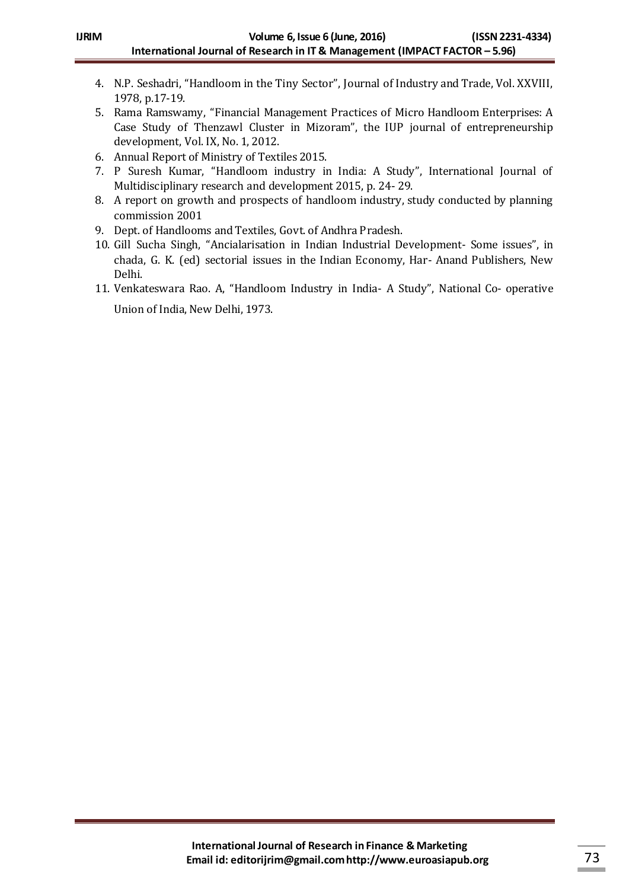4. N.P. Seshadri, “Handloom in the Tiny Sector”, Journal of Industry and Trade, Vol. XXVIII, 1978, p.17-19.
5. Rama Ramswamy, “Financial Management Practices of Micro Handloom Enterprises: A Case Study of Thenzawl Cluster in Mizoram”, the IUP journal of entrepreneurship development, Vol. IX, No. 1, 2012.
6. Annual Report of Ministry of Textiles 2015.
7. P Suresh Kumar, “Handloom industry in India: A Study”, International Journal of Multidisciplinary research and development 2015, p. 24- 29.
8. A report on growth and prospects of handloom industry, study conducted by planning commission 2001
9. Dept. of Handlooms and Textiles, Govt. of Andhra Pradesh.
10. Gill Sucha Singh, “Ancialarisation in Indian Industrial Development- Some issues”, in chada, G. K. (ed) sectorial issues in the Indian Economy, Har- Anand Publishers, New Delhi.
11. Venkateswara Rao. A, “Handloom Industry in India- A Study”, National Co- operative Union of India, New Delhi, 1973.